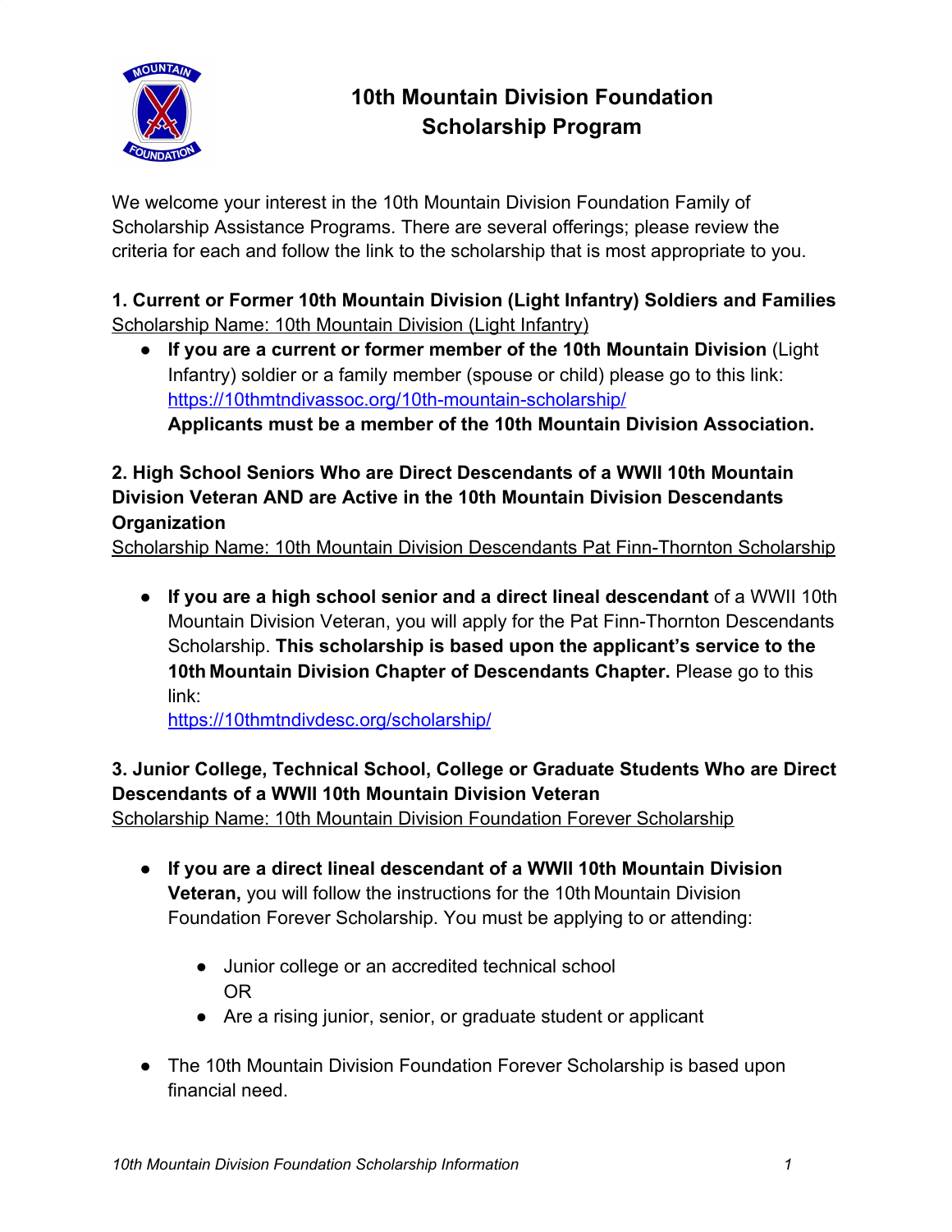# 10th Mountain Division Foundation Scholarship Program

We welcome your interest in the 10th Mountain Division Foundation Family of Scholarship Assistance Programs. There are several offerings; please review the criteria for each and follow the link to the scholarship that is most appropriate to you.

## 1. Current or Former 10th Mountain Division (Light Infantry) Soldiers and Families

<u>Scholarship Name: 10th Mountain Division (Light Infantry)</u>

- **If you are a current or former member of the 10th Mountain Division** (Light Infantry) soldier or a family member (spouse or child) please go to this link: https://10thmtndivassoc.org/10th-mountain-scholarship/
  **Applicants must be a member of the 10th Mountain Division Association.**

## 2. High School Seniors Who are Direct Descendants of a WWII 10th Mountain Division Veteran AND are Active in the 10th Mountain Division Descendants Organization

<u>Scholarship Name: 10th Mountain Division Descendants Pat Finn-Thornton Scholarship</u>

- **If you are a high school senior and a direct lineal descendant** of a WWII 10th Mountain Division Veteran, you will apply for the Pat Finn-Thornton Descendants Scholarship. **This scholarship is based upon the applicant's service to the 10th Mountain Division Chapter of Descendants Chapter.** Please go to this link:
  https://10thmtndivdesc.org/scholarship/

## 3. Junior College, Technical School, College or Graduate Students Who are Direct Descendants of a WWII 10th Mountain Division Veteran

<u>Scholarship Name: 10th Mountain Division Foundation Forever Scholarship</u>

- **If you are a direct lineal descendant of a WWII 10th Mountain Division Veteran,** you will follow the instructions for the 10th Mountain Division Foundation Forever Scholarship. You must be applying to or attending:
  - Junior college or an accredited technical school
    OR
  - Are a rising junior, senior, or graduate student or applicant
- The 10th Mountain Division Foundation Forever Scholarship is based upon financial need.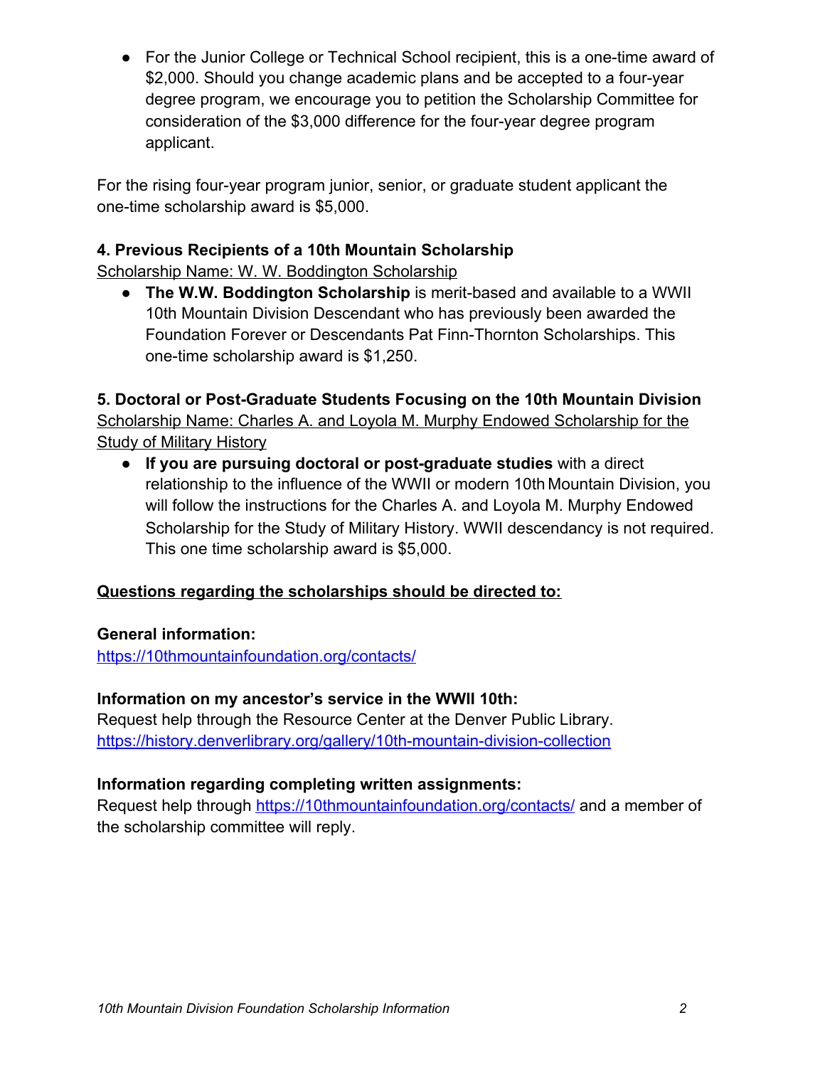- For the Junior College or Technical School recipient, this is a one-time award of $2,000. Should you change academic plans and be accepted to a four-year degree program, we encourage you to petition the Scholarship Committee for consideration of the $3,000 difference for the four-year degree program applicant.

For the rising four-year program junior, senior, or graduate student applicant the one-time scholarship award is $5,000.

**4. Previous Recipients of a 10th Mountain Scholarship**

Scholarship Name: W. W. Boddington Scholarship

- **The W.W. Boddington Scholarship** is merit-based and available to a WWII 10th Mountain Division Descendant who has previously been awarded the Foundation Forever or Descendants Pat Finn-Thornton Scholarships. This one-time scholarship award is $1,250.

**5. Doctoral or Post-Graduate Students Focusing on the 10th Mountain Division**

Scholarship Name: Charles A. and Loyola M. Murphy Endowed Scholarship for the Study of Military History

- **If you are pursuing doctoral or post-graduate studies** with a direct relationship to the influence of the WWII or modern 10th Mountain Division, you will follow the instructions for the Charles A. and Loyola M. Murphy Endowed Scholarship for the Study of Military History. WWII descendancy is not required. This one time scholarship award is $5,000.

**Questions regarding the scholarships should be directed to:**

**General information:**

https://10thmountainfoundation.org/contacts/

**Information on my ancestor's service in the WWII 10th:**

Request help through the Resource Center at the Denver Public Library.
https://history.denverlibrary.org/gallery/10th-mountain-division-collection

**Information regarding completing written assignments:**

Request help through https://10thmountainfoundation.org/contacts/ and a member of the scholarship committee will reply.